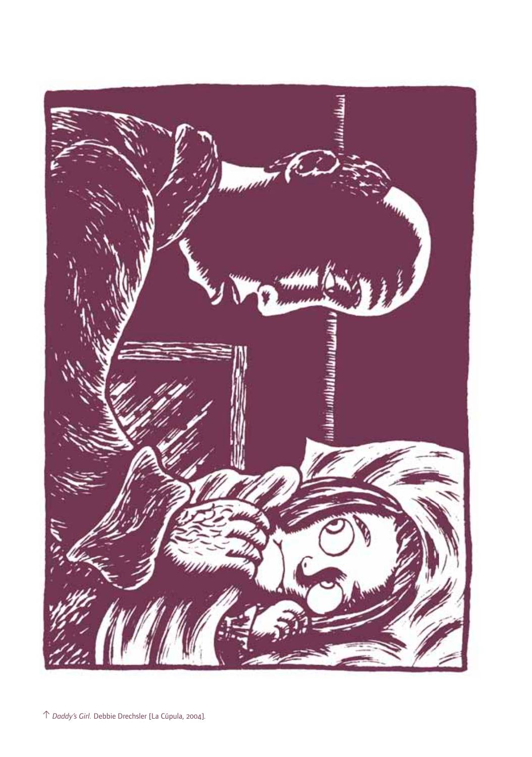↑ *Daddy's Girl.* Debbie Drechsler [La Cúpula, 2004].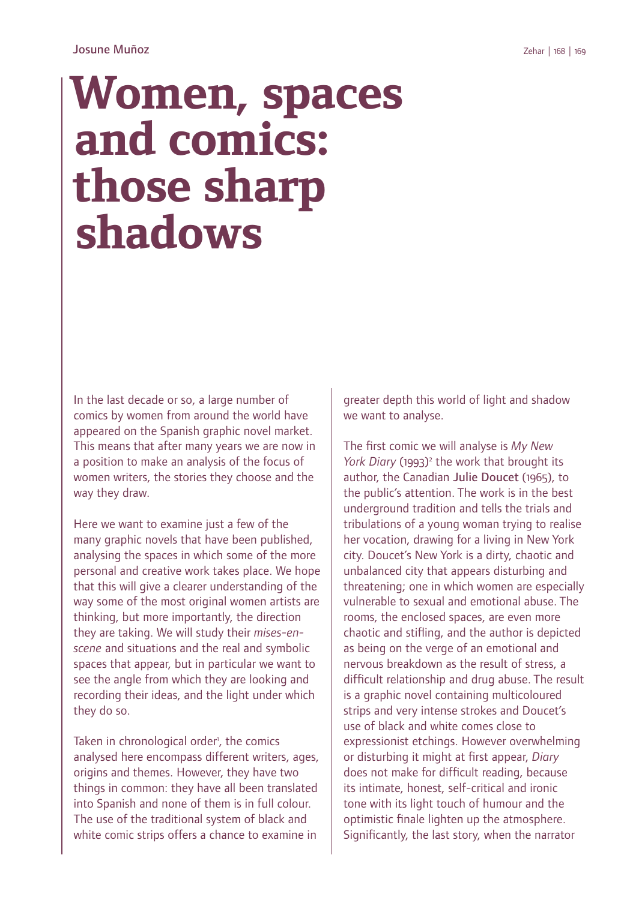# Women, spaces and comics: those sharp shadows

In the last decade or so, a large number of comics by women from around the world have appeared on the Spanish graphic novel market. This means that after many years we are now in a position to make an analysis of the focus of women writers, the stories they choose and the way they draw.

Here we want to examine just a few of the many graphic novels that have been published, analysing the spaces in which some of the more personal and creative work takes place. We hope that this will give a clearer understanding of the way some of the most original women artists are thinking, but more importantly, the direction they are taking. We will study their *mises-en-scene* and situations and the real and symbolic spaces that appear, but in particular we want to see the angle from which they are looking and recording their ideas, and the light under which they do so.

Taken in chronological order[1], the comics analysed here encompass different writers, ages, origins and themes. However, they have two things in common: they have all been translated into Spanish and none of them is in full colour. The use of the traditional system of black and white comic strips offers a chance to examine in greater depth this world of light and shadow we want to analyse.

The first comic we will analyse is *My New York Diary* (1993)[2] the work that brought its author, the Canadian **Julie Doucet** (1965), to the public's attention. The work is in the best underground tradition and tells the trials and tribulations of a young woman trying to realise her vocation, drawing for a living in New York city. Doucet's New York is a dirty, chaotic and unbalanced city that appears disturbing and threatening; one in which women are especially vulnerable to sexual and emotional abuse. The rooms, the enclosed spaces, are even more chaotic and stifling, and the author is depicted as being on the verge of an emotional and nervous breakdown as the result of stress, a difficult relationship and drug abuse. The result is a graphic novel containing multicoloured strips and very intense strokes and Doucet's use of black and white comes close to expressionist etchings. However overwhelming or disturbing it might at first appear, *Diary* does not make for difficult reading, because its intimate, honest, self-critical and ironic tone with its light touch of humour and the optimistic finale lighten up the atmosphere. Significantly, the last story, when the narrator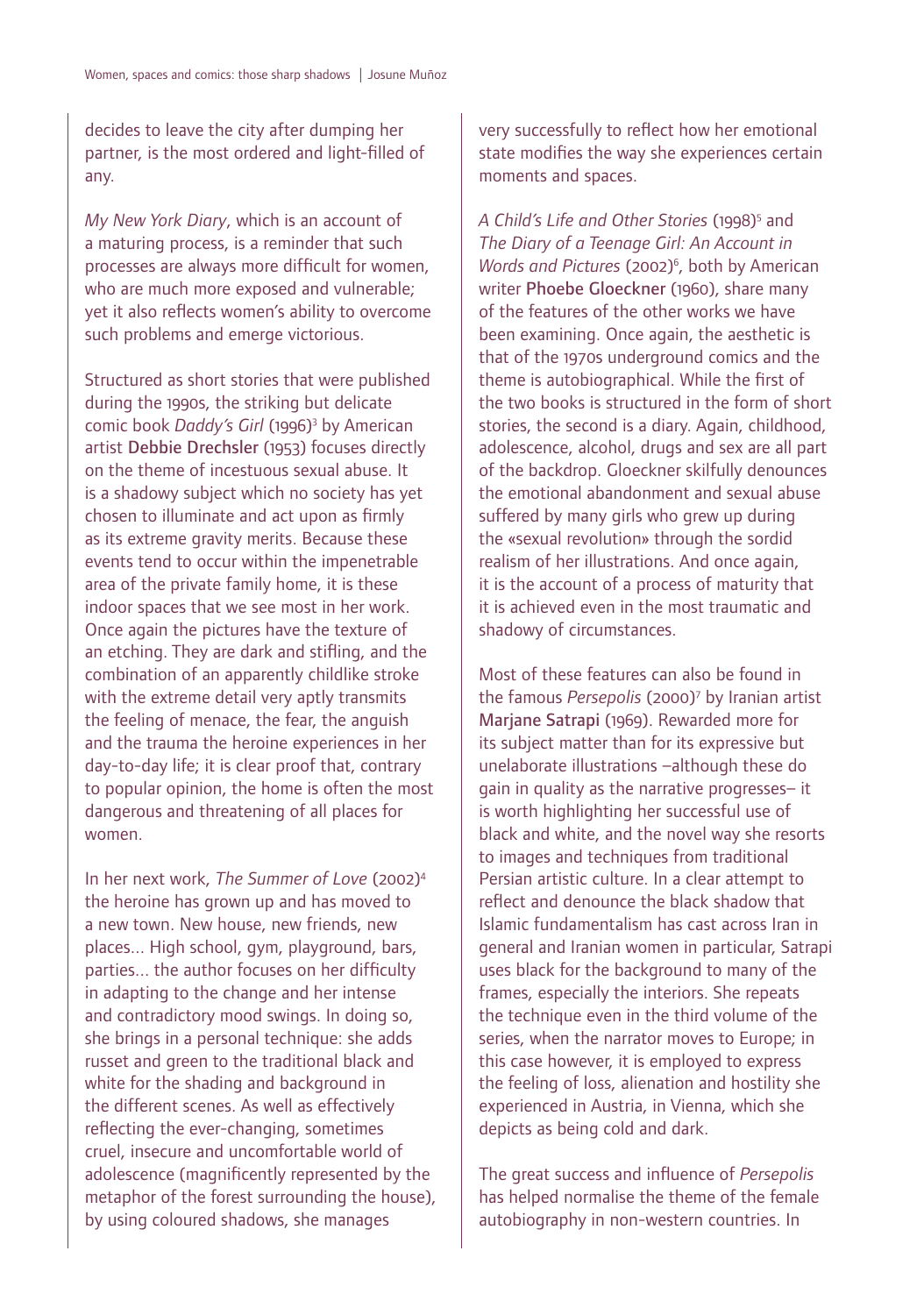decides to leave the city after dumping her partner, is the most ordered and light-filled of any.

*My New York Diary*, which is an account of a maturing process, is a reminder that such processes are always more difficult for women, who are much more exposed and vulnerable; yet it also reflects women's ability to overcome such problems and emerge victorious.

Structured as short stories that were published during the 1990s, the striking but delicate comic book *Daddy's Girl* (1996)[3] by American artist Debbie Drechsler (1953) focuses directly on the theme of incestuous sexual abuse. It is a shadowy subject which no society has yet chosen to illuminate and act upon as firmly as its extreme gravity merits. Because these events tend to occur within the impenetrable area of the private family home, it is these indoor spaces that we see most in her work. Once again the pictures have the texture of an etching. They are dark and stifling, and the combination of an apparently childlike stroke with the extreme detail very aptly transmits the feeling of menace, the fear, the anguish and the trauma the heroine experiences in her day-to-day life; it is clear proof that, contrary to popular opinion, the home is often the most dangerous and threatening of all places for women.

In her next work, *The Summer of Love* (2002)[4] the heroine has grown up and has moved to a new town. New house, new friends, new places... High school, gym, playground, bars, parties... the author focuses on her difficulty in adapting to the change and her intense and contradictory mood swings. In doing so, she brings in a personal technique: she adds russet and green to the traditional black and white for the shading and background in the different scenes. As well as effectively reflecting the ever-changing, sometimes cruel, insecure and uncomfortable world of adolescence (magnificently represented by the metaphor of the forest surrounding the house), by using coloured shadows, she manages very successfully to reflect how her emotional state modifies the way she experiences certain moments and spaces.

*A Child's Life and Other Stories* (1998)[5] and *The Diary of a Teenage Girl: An Account in Words and Pictures* (2002)[6], both by American writer Phoebe Gloeckner (1960), share many of the features of the other works we have been examining. Once again, the aesthetic is that of the 1970s underground comics and the theme is autobiographical. While the first of the two books is structured in the form of short stories, the second is a diary. Again, childhood, adolescence, alcohol, drugs and sex are all part of the backdrop. Gloeckner skilfully denounces the emotional abandonment and sexual abuse suffered by many girls who grew up during the «sexual revolution» through the sordid realism of her illustrations. And once again, it is the account of a process of maturity that it is achieved even in the most traumatic and shadowy of circumstances.

Most of these features can also be found in the famous *Persepolis* (2000)[7] by Iranian artist Marjane Satrapi (1969). Rewarded more for its subject matter than for its expressive but unelaborate illustrations –although these do gain in quality as the narrative progresses– it is worth highlighting her successful use of black and white, and the novel way she resorts to images and techniques from traditional Persian artistic culture. In a clear attempt to reflect and denounce the black shadow that Islamic fundamentalism has cast across Iran in general and Iranian women in particular, Satrapi uses black for the background to many of the frames, especially the interiors. She repeats the technique even in the third volume of the series, when the narrator moves to Europe; in this case however, it is employed to express the feeling of loss, alienation and hostility she experienced in Austria, in Vienna, which she depicts as being cold and dark.

The great success and influence of *Persepolis* has helped normalise the theme of the female autobiography in non-western countries. In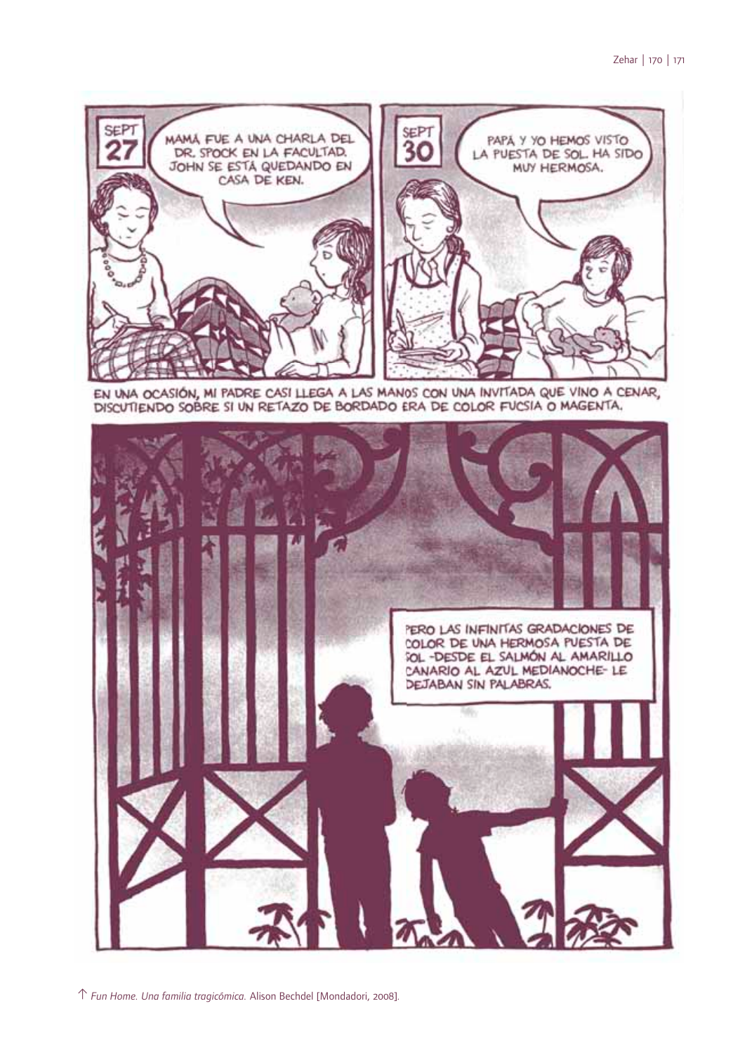SEPT 27

MAMÁ FUE A UNA CHARLA DEL DR. SPOCK EN LA FACULTAD. JOHN SE ESTÁ QUEDANDO EN CASA DE KEN.

SEPT 30

PAPÁ Y YO HEMOS VISTO LA PUESTA DE SOL. HA SIDO MUY HERMOSA.

EN UNA OCASIÓN, MI PADRE CASI LLEGA A LAS MANOS CON UNA INVITADA QUE VINO A CENAR, DISCUTIENDO SOBRE SI UN RETAZO DE BORDADO ERA DE COLOR FUCSIA O MAGENTA.

PERO LAS INFINITAS GRADACIONES DE COLOR DE UNA HERMOSA PUESTA DE SOL -DESDE EL SALMÓN AL AMARILLO CANARIO AL AZUL MEDIANOCHE- LE DEJABAN SIN PALABRAS.

↑ *Fun Home. Una familia tragicómica.* Alison Bechdel [Mondadori, 2008].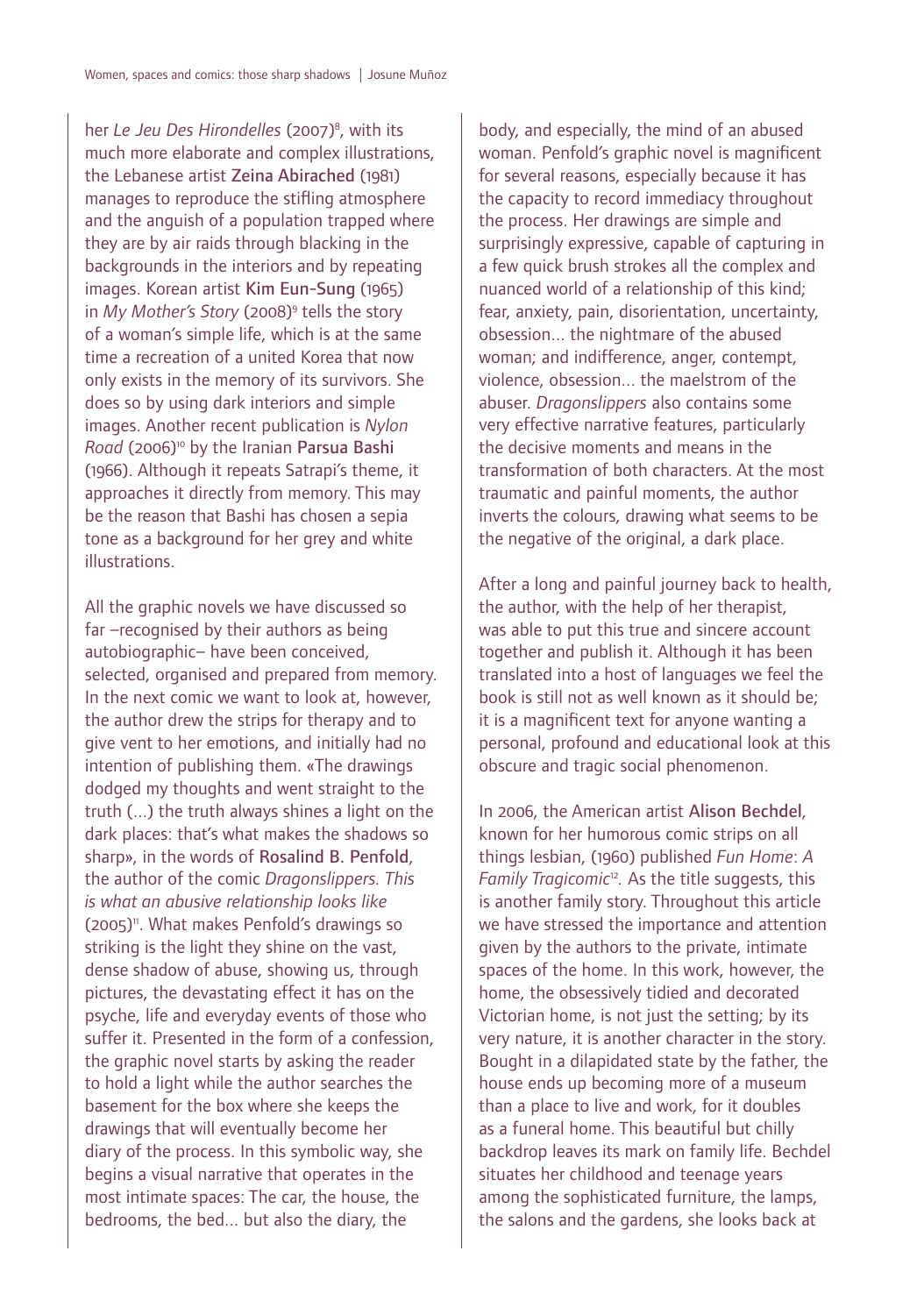her *Le Jeu Des Hirondelles* (2007)[8], with its much more elaborate and complex illustrations, the Lebanese artist Zeina Abirached (1981) manages to reproduce the stifling atmosphere and the anguish of a population trapped where they are by air raids through blacking in the backgrounds in the interiors and by repeating images. Korean artist Kim Eun-Sung (1965) in *My Mother's Story* (2008)[9] tells the story of a woman's simple life, which is at the same time a recreation of a united Korea that now only exists in the memory of its survivors. She does so by using dark interiors and simple images. Another recent publication is *Nylon Road* (2006)[10] by the Iranian Parsua Bashi (1966). Although it repeats Satrapi's theme, it approaches it directly from memory. This may be the reason that Bashi has chosen a sepia tone as a background for her grey and white illustrations.

All the graphic novels we have discussed so far –recognised by their authors as being autobiographic– have been conceived, selected, organised and prepared from memory. In the next comic we want to look at, however, the author drew the strips for therapy and to give vent to her emotions, and initially had no intention of publishing them. «The drawings dodged my thoughts and went straight to the truth (...) the truth always shines a light on the dark places: that's what makes the shadows so sharp», in the words of Rosalind B. Penfold, the author of the comic *Dragonslippers. This is what an abusive relationship looks like* (2005)[11]. What makes Penfold's drawings so striking is the light they shine on the vast, dense shadow of abuse, showing us, through pictures, the devastating effect it has on the psyche, life and everyday events of those who suffer it. Presented in the form of a confession, the graphic novel starts by asking the reader to hold a light while the author searches the basement for the box where she keeps the drawings that will eventually become her diary of the process. In this symbolic way, she begins a visual narrative that operates in the most intimate spaces: The car, the house, the bedrooms, the bed... but also the diary, the body, and especially, the mind of an abused woman. Penfold's graphic novel is magnificent for several reasons, especially because it has the capacity to record immediacy throughout the process. Her drawings are simple and surprisingly expressive, capable of capturing in a few quick brush strokes all the complex and nuanced world of a relationship of this kind; fear, anxiety, pain, disorientation, uncertainty, obsession... the nightmare of the abused woman; and indifference, anger, contempt, violence, obsession... the maelstrom of the abuser. *Dragonslippers* also contains some very effective narrative features, particularly the decisive moments and means in the transformation of both characters. At the most traumatic and painful moments, the author inverts the colours, drawing what seems to be the negative of the original, a dark place.

After a long and painful journey back to health, the author, with the help of her therapist, was able to put this true and sincere account together and publish it. Although it has been translated into a host of languages we feel the book is still not as well known as it should be; it is a magnificent text for anyone wanting a personal, profound and educational look at this obscure and tragic social phenomenon.

In 2006, the American artist Alison Bechdel, known for her humorous comic strips on all things lesbian, (1960) published *Fun Home*: *A Family Tragicomic*[12]. As the title suggests, this is another family story. Throughout this article we have stressed the importance and attention given by the authors to the private, intimate spaces of the home. In this work, however, the home, the obsessively tidied and decorated Victorian home, is not just the setting; by its very nature, it is another character in the story. Bought in a dilapidated state by the father, the house ends up becoming more of a museum than a place to live and work, for it doubles as a funeral home. This beautiful but chilly backdrop leaves its mark on family life. Bechdel situates her childhood and teenage years among the sophisticated furniture, the lamps, the salons and the gardens, she looks back at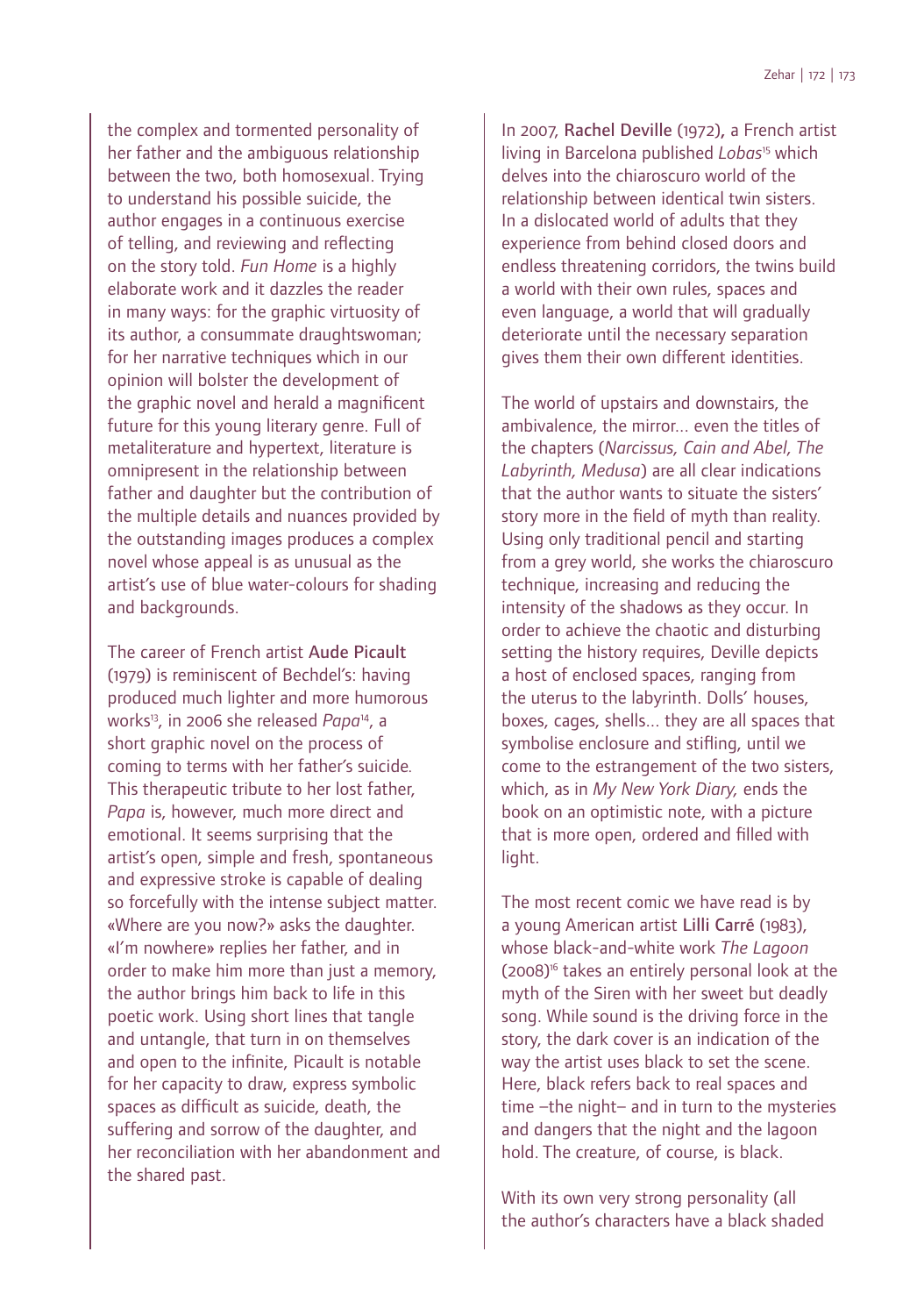the complex and tormented personality of her father and the ambiguous relationship between the two, both homosexual. Trying to understand his possible suicide, the author engages in a continuous exercise of telling, and reviewing and reflecting on the story told. *Fun Home* is a highly elaborate work and it dazzles the reader in many ways: for the graphic virtuosity of its author, a consummate draughtswoman; for her narrative techniques which in our opinion will bolster the development of the graphic novel and herald a magnificent future for this young literary genre. Full of metaliterature and hypertext, literature is omnipresent in the relationship between father and daughter but the contribution of the multiple details and nuances provided by the outstanding images produces a complex novel whose appeal is as unusual as the artist's use of blue water-colours for shading and backgrounds.

The career of French artist Aude Picault (1979) is reminiscent of Bechdel's: having produced much lighter and more humorous works[13], in 2006 she released *Papa*[14], a short graphic novel on the process of coming to terms with her father's suicide. This therapeutic tribute to her lost father, *Papa* is, however, much more direct and emotional. It seems surprising that the artist's open, simple and fresh, spontaneous and expressive stroke is capable of dealing so forcefully with the intense subject matter. «Where are you now?» asks the daughter. «I'm nowhere» replies her father, and in order to make him more than just a memory, the author brings him back to life in this poetic work. Using short lines that tangle and untangle, that turn in on themselves and open to the infinite, Picault is notable for her capacity to draw, express symbolic spaces as difficult as suicide, death, the suffering and sorrow of the daughter, and her reconciliation with her abandonment and the shared past.

In 2007, Rachel Deville (1972), a French artist living in Barcelona published *Lobas*[15] which delves into the chiaroscuro world of the relationship between identical twin sisters. In a dislocated world of adults that they experience from behind closed doors and endless threatening corridors, the twins build a world with their own rules, spaces and even language, a world that will gradually deteriorate until the necessary separation gives them their own different identities.

The world of upstairs and downstairs, the ambivalence, the mirror... even the titles of the chapters (*Narcissus, Cain and Abel, The Labyrinth, Medusa*) are all clear indications that the author wants to situate the sisters' story more in the field of myth than reality. Using only traditional pencil and starting from a grey world, she works the chiaroscuro technique, increasing and reducing the intensity of the shadows as they occur. In order to achieve the chaotic and disturbing setting the history requires, Deville depicts a host of enclosed spaces, ranging from the uterus to the labyrinth. Dolls' houses, boxes, cages, shells... they are all spaces that symbolise enclosure and stifling, until we come to the estrangement of the two sisters, which, as in *My New York Diary,* ends the book on an optimistic note, with a picture that is more open, ordered and filled with light.

The most recent comic we have read is by a young American artist Lilli Carré (1983), whose black-and-white work *The Lagoon* (2008)[16] takes an entirely personal look at the myth of the Siren with her sweet but deadly song. While sound is the driving force in the story, the dark cover is an indication of the way the artist uses black to set the scene. Here, black refers back to real spaces and time –the night– and in turn to the mysteries and dangers that the night and the lagoon hold. The creature, of course, is black.

With its own very strong personality (all the author's characters have a black shaded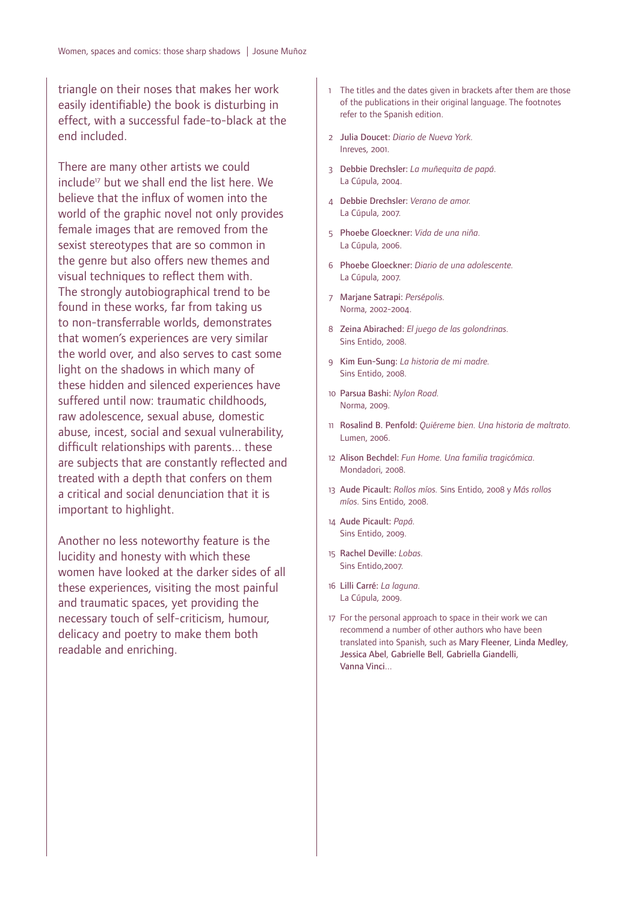triangle on their noses that makes her work easily identifiable) the book is disturbing in effect, with a successful fade-to-black at the end included.

There are many other artists we could include[17] but we shall end the list here. We believe that the influx of women into the world of the graphic novel not only provides female images that are removed from the sexist stereotypes that are so common in the genre but also offers new themes and visual techniques to reflect them with. The strongly autobiographical trend to be found in these works, far from taking us to non-transferrable worlds, demonstrates that women's experiences are very similar the world over, and also serves to cast some light on the shadows in which many of these hidden and silenced experiences have suffered until now: traumatic childhoods, raw adolescence, sexual abuse, domestic abuse, incest, social and sexual vulnerability, difficult relationships with parents... these are subjects that are constantly reflected and treated with a depth that confers on them a critical and social denunciation that it is important to highlight.

Another no less noteworthy feature is the lucidity and honesty with which these women have looked at the darker sides of all these experiences, visiting the most painful and traumatic spaces, yet providing the necessary touch of self-criticism, humour, delicacy and poetry to make them both readable and enriching.

1. The titles and the dates given in brackets after them are those of the publications in their original language. The footnotes refer to the Spanish edition.
2. Julia Doucet: *Diario de Nueva York.* Inreves, 2001.
3. Debbie Drechsler: *La muñequita de papá.* La Cúpula, 2004.
4. Debbie Drechsler: *Verano de amor.* La Cúpula, 2007.
5. Phoebe Gloeckner: *Vida de una niña.* La Cúpula, 2006.
6. Phoebe Gloeckner: *Diario de una adolescente.* La Cúpula, 2007.
7. Marjane Satrapi: *Persépolis.* Norma, 2002-2004.
8. Zeina Abirached: *El juego de las golondrinas.* Sins Entido, 2008.
9. Kim Eun-Sung: *La historia de mi madre.* Sins Entido, 2008.
10. Parsua Bashi: *Nylon Road.* Norma, 2009.
11. Rosalind B. Penfold: *Quiéreme bien. Una historia de maltrato.* Lumen, 2006.
12. Alison Bechdel: *Fun Home. Una familia tragicómica.* Mondadori, 2008.
13. Aude Picault: *Rollos míos.* Sins Entido, 2008 y *Más rollos míos.* Sins Entido, 2008.
14. Aude Picault: *Papá.* Sins Entido, 2009.
15. Rachel Deville: *Lobas.* Sins Entido,2007.
16. Lilli Carré: *La laguna.* La Cúpula, 2009.
17. For the personal approach to space in their work we can recommend a number of other authors who have been translated into Spanish, such as Mary Fleener, Linda Medley, Jessica Abel, Gabrielle Bell, Gabriella Giandelli, Vanna Vinci...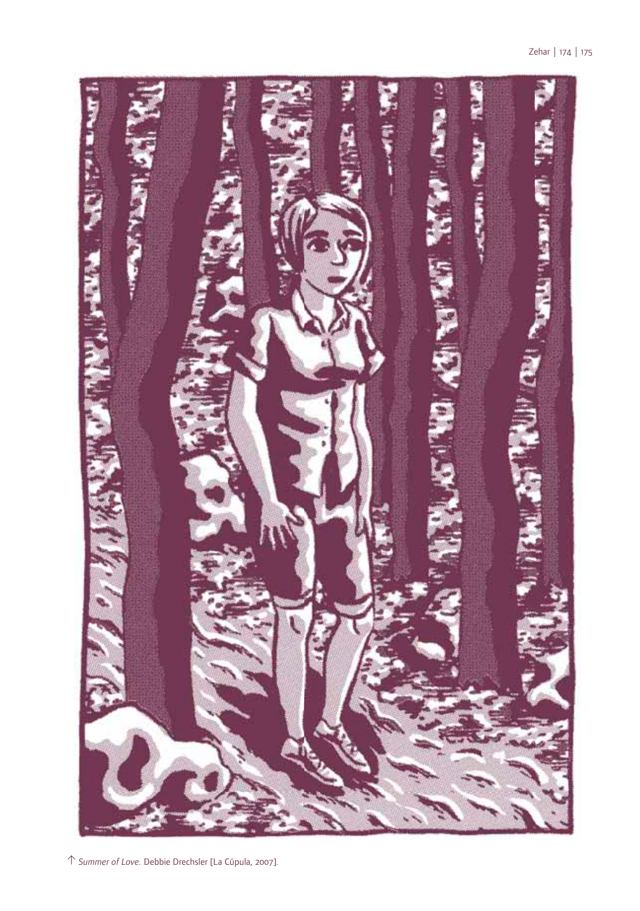↑ *Summer of Love.* Debbie Drechsler [La Cúpula, 2007].